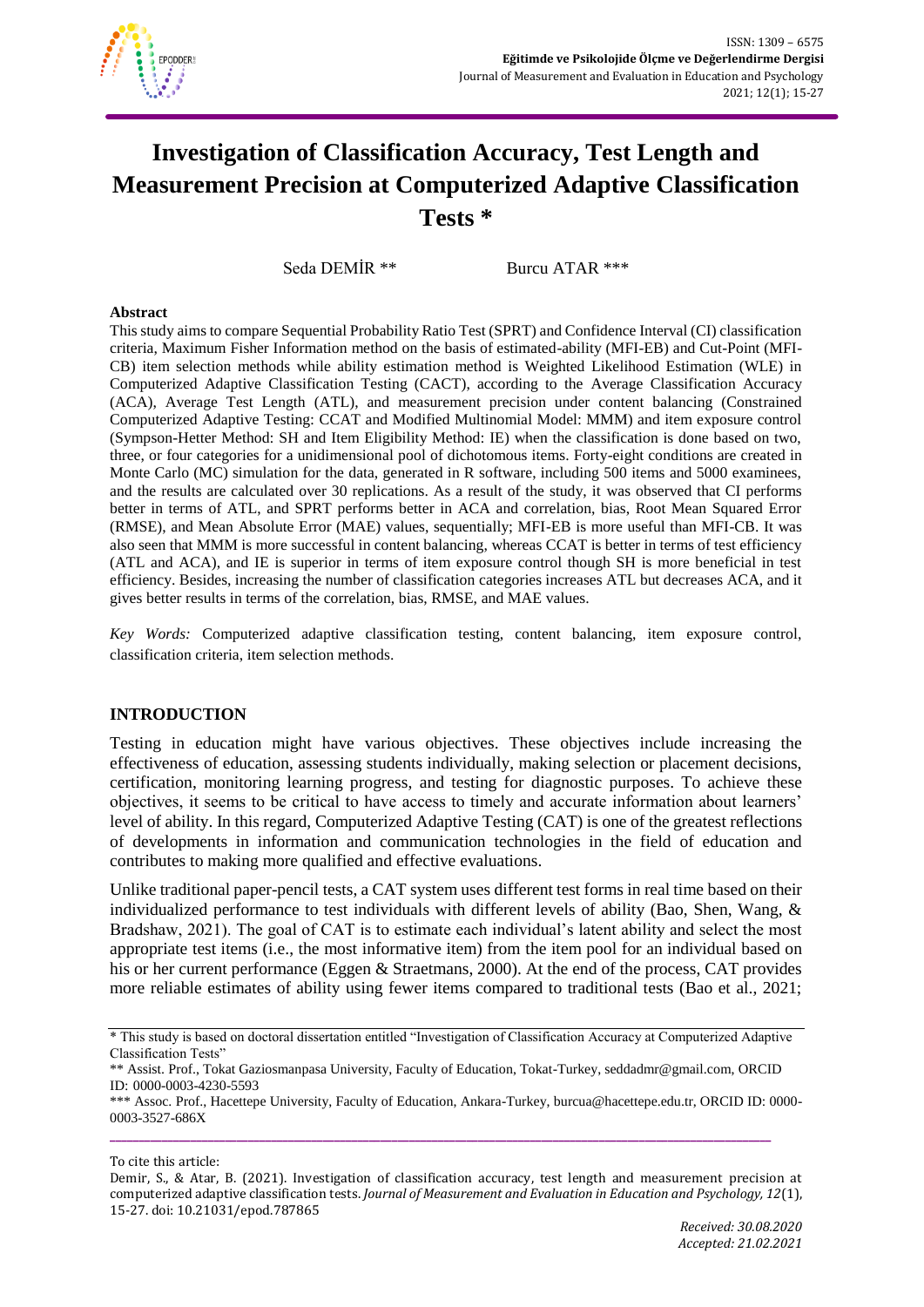# Investigation of Classification Accuracy, Test Length and Measurement Precision at Computerized Adaptive Classification Tests *

Seda DEMİR **  Burcu ATAR ***

## Abstract

This study aims to compare Sequential Probability Ratio Test (SPRT) and Confidence Interval (CI) classification criteria, Maximum Fisher Information method on the basis of estimated-ability (MFI-EB) and Cut-Point (MFI-CB) item selection methods while ability estimation method is Weighted Likelihood Estimation (WLE) in Computerized Adaptive Classification Testing (CACT), according to the Average Classification Accuracy (ACA), Average Test Length (ATL), and measurement precision under content balancing (Constrained Computerized Adaptive Testing: CCAT and Modified Multinomial Model: MMM) and item exposure control (Sympson-Hetter Method: SH and Item Eligibility Method: IE) when the classification is done based on two, three, or four categories for a unidimensional pool of dichotomous items. Forty-eight conditions are created in Monte Carlo (MC) simulation for the data, generated in R software, including 500 items and 5000 examinees, and the results are calculated over 30 replications. As a result of the study, it was observed that CI performs better in terms of ATL, and SPRT performs better in ACA and correlation, bias, Root Mean Squared Error (RMSE), and Mean Absolute Error (MAE) values, sequentially; MFI-EB is more useful than MFI-CB. It was also seen that MMM is more successful in content balancing, whereas CCAT is better in terms of test efficiency (ATL and ACA), and IE is superior in terms of item exposure control though SH is more beneficial in test efficiency. Besides, increasing the number of classification categories increases ATL but decreases ACA, and it gives better results in terms of the correlation, bias, RMSE, and MAE values.

*Key Words:* Computerized adaptive classification testing, content balancing, item exposure control, classification criteria, item selection methods.

## INTRODUCTION

Testing in education might have various objectives. These objectives include increasing the effectiveness of education, assessing students individually, making selection or placement decisions, certification, monitoring learning progress, and testing for diagnostic purposes. To achieve these objectives, it seems to be critical to have access to timely and accurate information about learners' level of ability. In this regard, Computerized Adaptive Testing (CAT) is one of the greatest reflections of developments in information and communication technologies in the field of education and contributes to making more qualified and effective evaluations.

Unlike traditional paper-pencil tests, a CAT system uses different test forms in real time based on their individualized performance to test individuals with different levels of ability (Bao, Shen, Wang, & Bradshaw, 2021). The goal of CAT is to estimate each individual's latent ability and select the most appropriate test items (i.e., the most informative item) from the item pool for an individual based on his or her current performance (Eggen & Straetmans, 2000). At the end of the process, CAT provides more reliable estimates of ability using fewer items compared to traditional tests (Bao et al., 2021;

---

* This study is based on doctoral dissertation entitled "Investigation of Classification Accuracy at Computerized Adaptive Classification Tests"

** Assist. Prof., Tokat Gaziosmanpasa University, Faculty of Education, Tokat-Turkey, seddadmr@gmail.com, ORCID ID: 0000-0003-4230-5593

*** Assoc. Prof., Hacettepe University, Faculty of Education, Ankara-Turkey, burcua@hacettepe.edu.tr, ORCID ID: 0000-0003-3527-686X

To cite this article:

Demir, S., & Atar, B. (2021). Investigation of classification accuracy, test length and measurement precision at computerized adaptive classification tests. *Journal of Measurement and Evaluation in Education and Psychology, 12*(1), 15-27. doi: 10.21031/epod.787865

*Received: 30.08.2020*
*Accepted: 21.02.2021*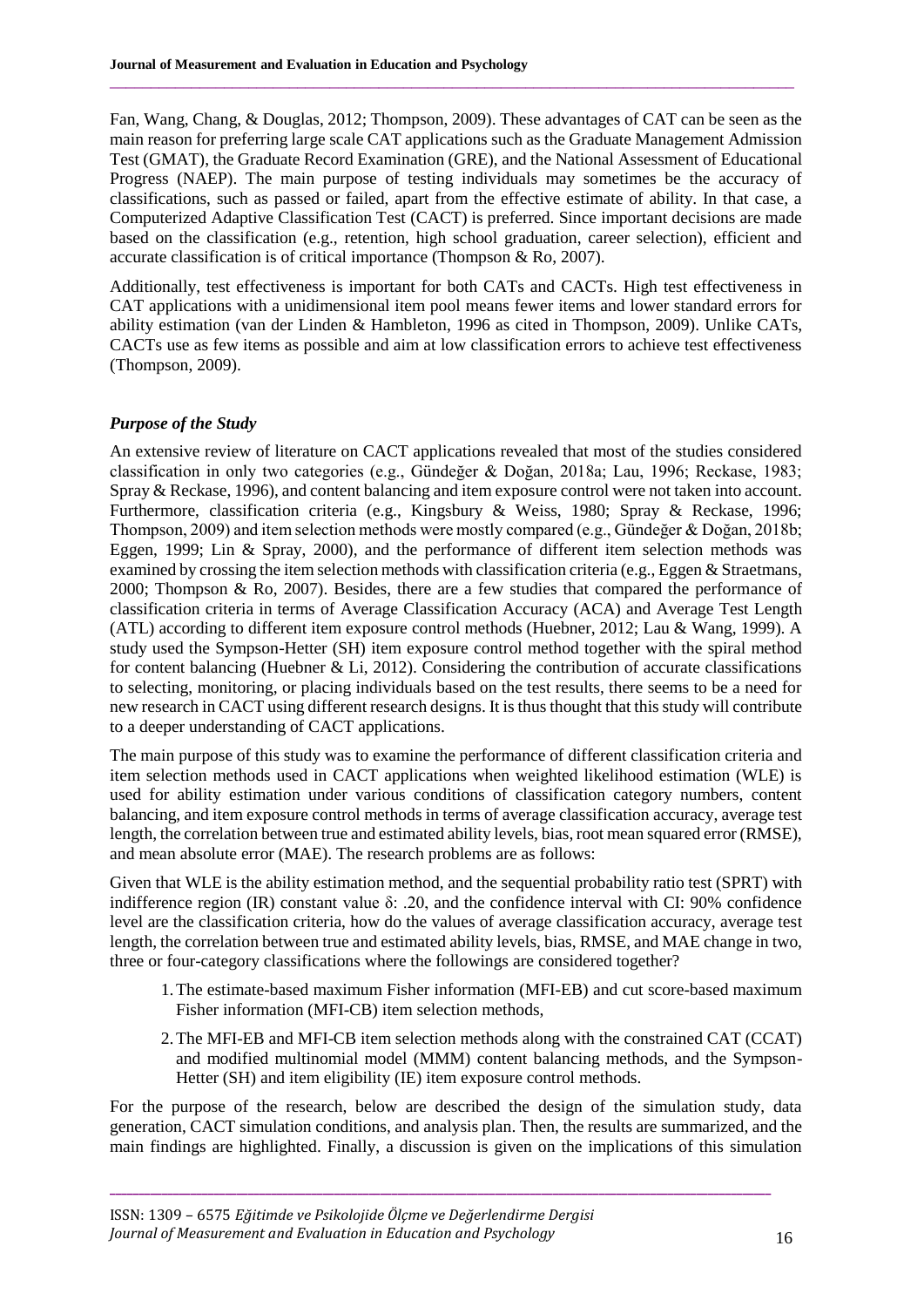Fan, Wang, Chang, & Douglas, 2012; Thompson, 2009). These advantages of CAT can be seen as the main reason for preferring large scale CAT applications such as the Graduate Management Admission Test (GMAT), the Graduate Record Examination (GRE), and the National Assessment of Educational Progress (NAEP). The main purpose of testing individuals may sometimes be the accuracy of classifications, such as passed or failed, apart from the effective estimate of ability. In that case, a Computerized Adaptive Classification Test (CACT) is preferred. Since important decisions are made based on the classification (e.g., retention, high school graduation, career selection), efficient and accurate classification is of critical importance (Thompson & Ro, 2007).

Additionally, test effectiveness is important for both CATs and CACTs. High test effectiveness in CAT applications with a unidimensional item pool means fewer items and lower standard errors for ability estimation (van der Linden & Hambleton, 1996 as cited in Thompson, 2009). Unlike CATs, CACTs use as few items as possible and aim at low classification errors to achieve test effectiveness (Thompson, 2009).

### *Purpose of the Study*

An extensive review of literature on CACT applications revealed that most of the studies considered classification in only two categories (e.g., Gündeğer & Doğan, 2018a; Lau, 1996; Reckase, 1983; Spray & Reckase, 1996), and content balancing and item exposure control were not taken into account. Furthermore, classification criteria (e.g., Kingsbury & Weiss, 1980; Spray & Reckase, 1996; Thompson, 2009) and item selection methods were mostly compared (e.g., Gündeğer & Doğan, 2018b; Eggen, 1999; Lin & Spray, 2000), and the performance of different item selection methods was examined by crossing the item selection methods with classification criteria (e.g., Eggen & Straetmans, 2000; Thompson & Ro, 2007). Besides, there are a few studies that compared the performance of classification criteria in terms of Average Classification Accuracy (ACA) and Average Test Length (ATL) according to different item exposure control methods (Huebner, 2012; Lau & Wang, 1999). A study used the Sympson-Hetter (SH) item exposure control method together with the spiral method for content balancing (Huebner & Li, 2012). Considering the contribution of accurate classifications to selecting, monitoring, or placing individuals based on the test results, there seems to be a need for new research in CACT using different research designs. It is thus thought that this study will contribute to a deeper understanding of CACT applications.

The main purpose of this study was to examine the performance of different classification criteria and item selection methods used in CACT applications when weighted likelihood estimation (WLE) is used for ability estimation under various conditions of classification category numbers, content balancing, and item exposure control methods in terms of average classification accuracy, average test length, the correlation between true and estimated ability levels, bias, root mean squared error (RMSE), and mean absolute error (MAE). The research problems are as follows:

Given that WLE is the ability estimation method, and the sequential probability ratio test (SPRT) with indifference region (IR) constant value $\delta$: .20, and the confidence interval with CI: 90% confidence level are the classification criteria, how do the values of average classification accuracy, average test length, the correlation between true and estimated ability levels, bias, RMSE, and MAE change in two, three or four-category classifications where the followings are considered together?

1. The estimate-based maximum Fisher information (MFI-EB) and cut score-based maximum Fisher information (MFI-CB) item selection methods,
2. The MFI-EB and MFI-CB item selection methods along with the constrained CAT (CCAT) and modified multinomial model (MMM) content balancing methods, and the Sympson-Hetter (SH) and item eligibility (IE) item exposure control methods.

For the purpose of the research, below are described the design of the simulation study, data generation, CACT simulation conditions, and analysis plan. Then, the results are summarized, and the main findings are highlighted. Finally, a discussion is given on the implications of this simulation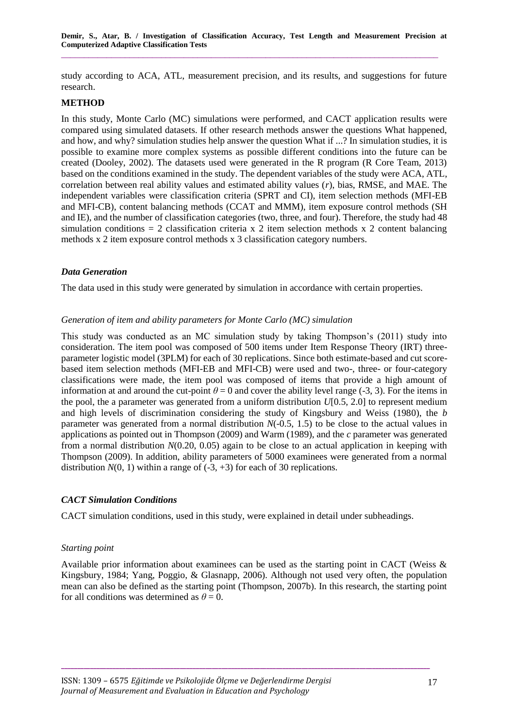study according to ACA, ATL, measurement precision, and its results, and suggestions for future research.

## METHOD

In this study, Monte Carlo (MC) simulations were performed, and CACT application results were compared using simulated datasets. If other research methods answer the questions What happened, and how, and why? simulation studies help answer the question What if ...? In simulation studies, it is possible to examine more complex systems as possible different conditions into the future can be created (Dooley, 2002). The datasets used were generated in the R program (R Core Team, 2013) based on the conditions examined in the study. The dependent variables of the study were ACA, ATL, correlation between real ability values and estimated ability values ($r$), bias, RMSE, and MAE. The independent variables were classification criteria (SPRT and CI), item selection methods (MFI-EB and MFI-CB), content balancing methods (CCAT and MMM), item exposure control methods (SH and IE), and the number of classification categories (two, three, and four). Therefore, the study had 48 simulation conditions = 2 classification criteria x 2 item selection methods x 2 content balancing methods x 2 item exposure control methods x 3 classification category numbers.

### *Data Generation*

The data used in this study were generated by simulation in accordance with certain properties.

#### *Generation of item and ability parameters for Monte Carlo (MC) simulation*

This study was conducted as an MC simulation study by taking Thompson's (2011) study into consideration. The item pool was composed of 500 items under Item Response Theory (IRT) three-parameter logistic model (3PLM) for each of 30 replications. Since both estimate-based and cut score-based item selection methods (MFI-EB and MFI-CB) were used and two-, three- or four-category classifications were made, the item pool was composed of items that provide a high amount of information at and around the cut-point $\theta = 0$ and cover the ability level range (-3, 3). For the items in the pool, the a parameter was generated from a uniform distribution $U[0.5, 2.0]$ to represent medium and high levels of discrimination considering the study of Kingsbury and Weiss (1980), the *b* parameter was generated from a normal distribution $N(-0.5, 1.5)$ to be close to the actual values in applications as pointed out in Thompson (2009) and Warm (1989), and the *c* parameter was generated from a normal distribution $N(0.20, 0.05)$ again to be close to an actual application in keeping with Thompson (2009). In addition, ability parameters of 5000 examinees were generated from a normal distribution $N(0, 1)$ within a range of (-3, +3) for each of 30 replications.

### *CACT Simulation Conditions*

CACT simulation conditions, used in this study, were explained in detail under subheadings.

#### *Starting point*

Available prior information about examinees can be used as the starting point in CACT (Weiss & Kingsbury, 1984; Yang, Poggio, & Glasnapp, 2006). Although not used very often, the population mean can also be defined as the starting point (Thompson, 2007b). In this research, the starting point for all conditions was determined as $\theta = 0$.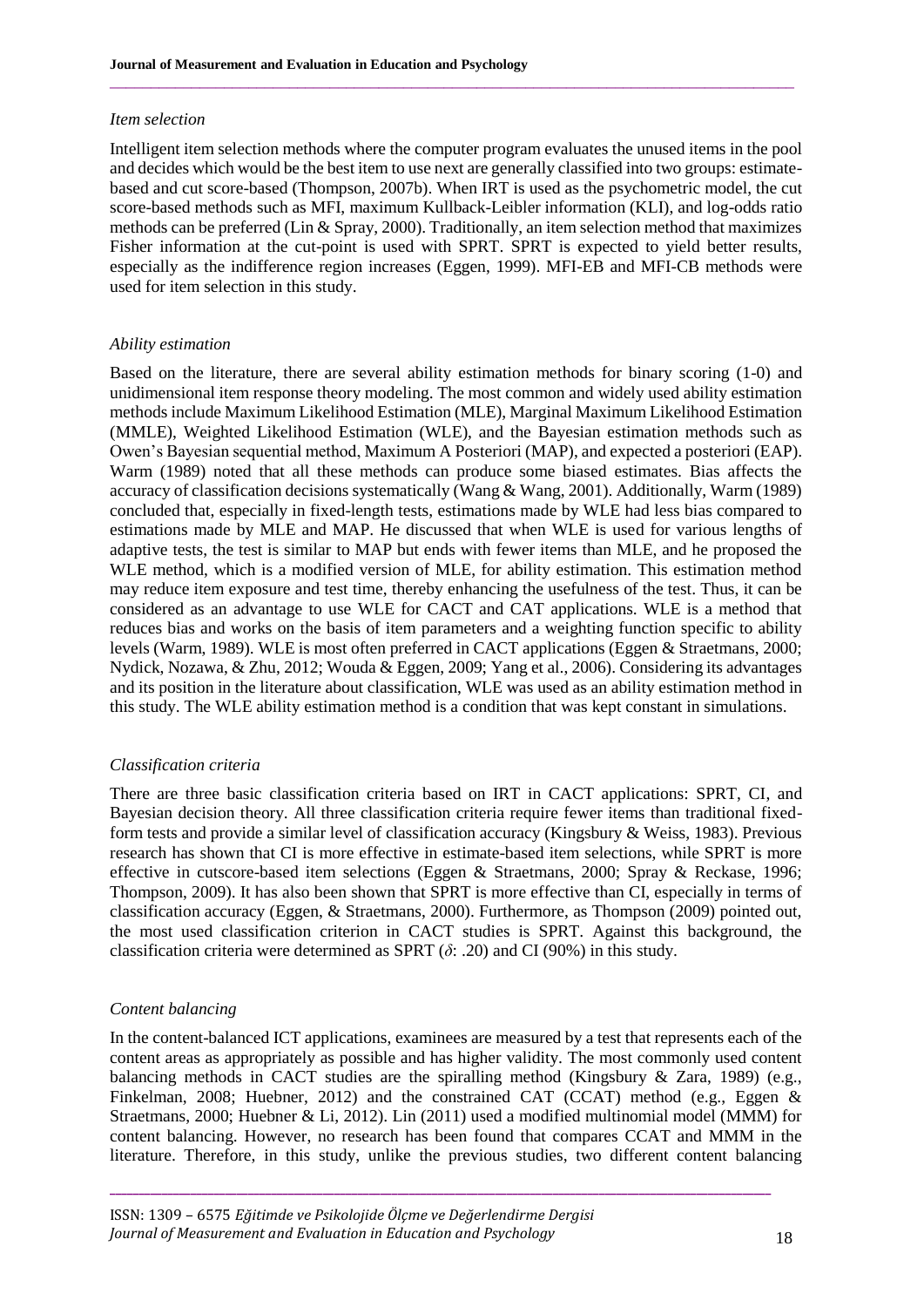### *Item selection*

Intelligent item selection methods where the computer program evaluates the unused items in the pool and decides which would be the best item to use next are generally classified into two groups: estimate-based and cut score-based (Thompson, 2007b). When IRT is used as the psychometric model, the cut score-based methods such as MFI, maximum Kullback-Leibler information (KLI), and log-odds ratio methods can be preferred (Lin & Spray, 2000). Traditionally, an item selection method that maximizes Fisher information at the cut-point is used with SPRT. SPRT is expected to yield better results, especially as the indifference region increases (Eggen, 1999). MFI-EB and MFI-CB methods were used for item selection in this study.

### *Ability estimation*

Based on the literature, there are several ability estimation methods for binary scoring (1-0) and unidimensional item response theory modeling. The most common and widely used ability estimation methods include Maximum Likelihood Estimation (MLE), Marginal Maximum Likelihood Estimation (MMLE), Weighted Likelihood Estimation (WLE), and the Bayesian estimation methods such as Owen's Bayesian sequential method, Maximum A Posteriori (MAP), and expected a posteriori (EAP). Warm (1989) noted that all these methods can produce some biased estimates. Bias affects the accuracy of classification decisions systematically (Wang & Wang, 2001). Additionally, Warm (1989) concluded that, especially in fixed-length tests, estimations made by WLE had less bias compared to estimations made by MLE and MAP. He discussed that when WLE is used for various lengths of adaptive tests, the test is similar to MAP but ends with fewer items than MLE, and he proposed the WLE method, which is a modified version of MLE, for ability estimation. This estimation method may reduce item exposure and test time, thereby enhancing the usefulness of the test. Thus, it can be considered as an advantage to use WLE for CACT and CAT applications. WLE is a method that reduces bias and works on the basis of item parameters and a weighting function specific to ability levels (Warm, 1989). WLE is most often preferred in CACT applications (Eggen & Straetmans, 2000; Nydick, Nozawa, & Zhu, 2012; Wouda & Eggen, 2009; Yang et al., 2006). Considering its advantages and its position in the literature about classification, WLE was used as an ability estimation method in this study. The WLE ability estimation method is a condition that was kept constant in simulations.

### *Classification criteria*

There are three basic classification criteria based on IRT in CACT applications: SPRT, CI, and Bayesian decision theory. All three classification criteria require fewer items than traditional fixed-form tests and provide a similar level of classification accuracy (Kingsbury & Weiss, 1983). Previous research has shown that CI is more effective in estimate-based item selections, while SPRT is more effective in cutscore-based item selections (Eggen & Straetmans, 2000; Spray & Reckase, 1996; Thompson, 2009). It has also been shown that SPRT is more effective than CI, especially in terms of classification accuracy (Eggen, & Straetmans, 2000). Furthermore, as Thompson (2009) pointed out, the most used classification criterion in CACT studies is SPRT. Against this background, the classification criteria were determined as SPRT ($\delta$: .20) and CI (90%) in this study.

### *Content balancing*

In the content-balanced ICT applications, examinees are measured by a test that represents each of the content areas as appropriately as possible and has higher validity. The most commonly used content balancing methods in CACT studies are the spiralling method (Kingsbury & Zara, 1989) (e.g., Finkelman, 2008; Huebner, 2012) and the constrained CAT (CCAT) method (e.g., Eggen & Straetmans, 2000; Huebner & Li, 2012). Lin (2011) used a modified multinomial model (MMM) for content balancing. However, no research has been found that compares CCAT and MMM in the literature. Therefore, in this study, unlike the previous studies, two different content balancing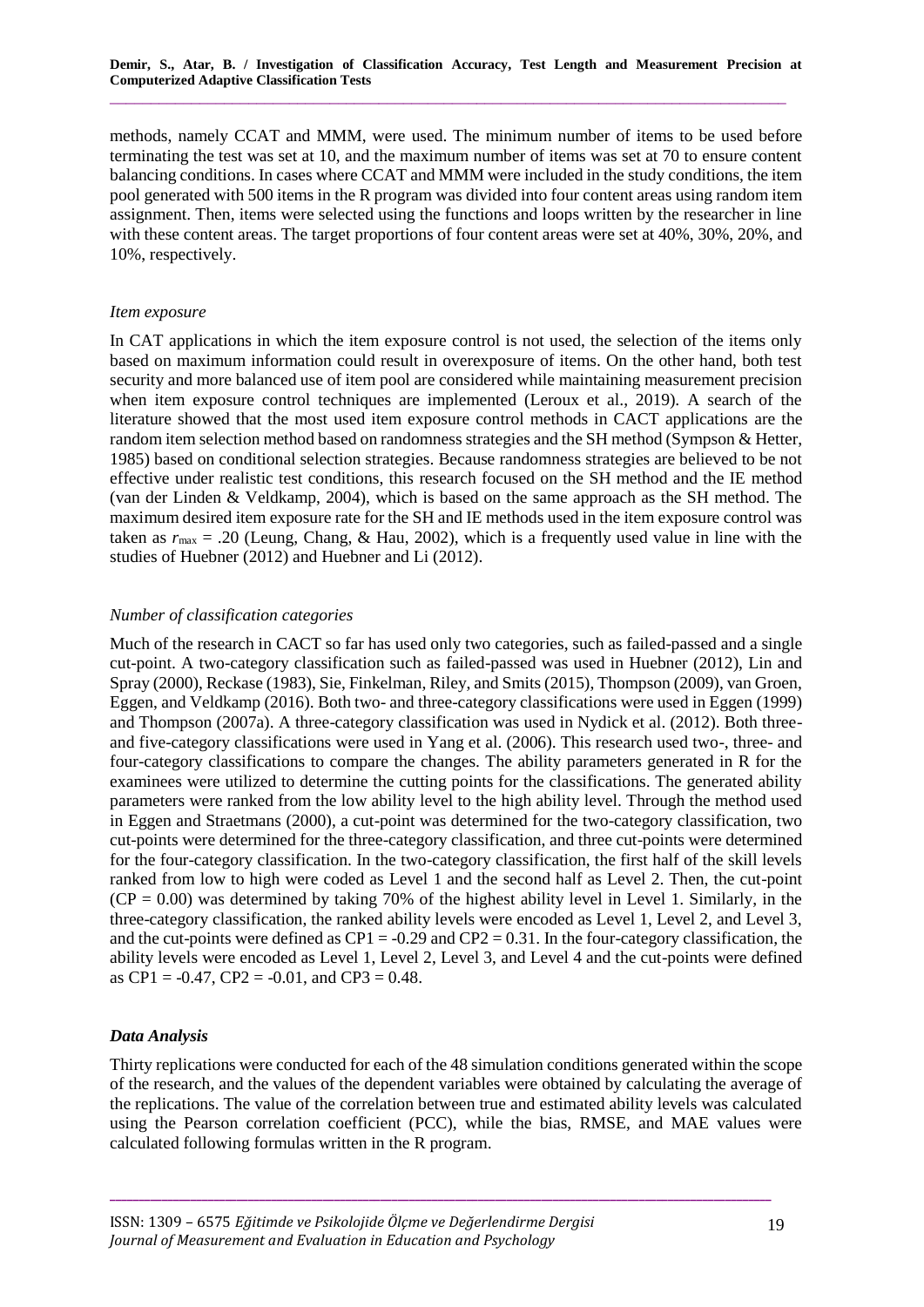methods, namely CCAT and MMM, were used. The minimum number of items to be used before terminating the test was set at 10, and the maximum number of items was set at 70 to ensure content balancing conditions. In cases where CCAT and MMM were included in the study conditions, the item pool generated with 500 items in the R program was divided into four content areas using random item assignment. Then, items were selected using the functions and loops written by the researcher in line with these content areas. The target proportions of four content areas were set at 40%, 30%, 20%, and 10%, respectively.

*Item exposure*

In CAT applications in which the item exposure control is not used, the selection of the items only based on maximum information could result in overexposure of items. On the other hand, both test security and more balanced use of item pool are considered while maintaining measurement precision when item exposure control techniques are implemented (Leroux et al., 2019). A search of the literature showed that the most used item exposure control methods in CACT applications are the random item selection method based on randomness strategies and the SH method (Sympson & Hetter, 1985) based on conditional selection strategies. Because randomness strategies are believed to be not effective under realistic test conditions, this research focused on the SH method and the IE method (van der Linden & Veldkamp, 2004), which is based on the same approach as the SH method. The maximum desired item exposure rate for the SH and IE methods used in the item exposure control was taken as $r_{max}$ = .20 (Leung, Chang, & Hau, 2002), which is a frequently used value in line with the studies of Huebner (2012) and Huebner and Li (2012).

*Number of classification categories*

Much of the research in CACT so far has used only two categories, such as failed-passed and a single cut-point. A two-category classification such as failed-passed was used in Huebner (2012), Lin and Spray (2000), Reckase (1983), Sie, Finkelman, Riley, and Smits (2015), Thompson (2009), van Groen, Eggen, and Veldkamp (2016). Both two- and three-category classifications were used in Eggen (1999) and Thompson (2007a). A three-category classification was used in Nydick et al. (2012). Both three- and five-category classifications were used in Yang et al. (2006). This research used two-, three- and four-category classifications to compare the changes. The ability parameters generated in R for the examinees were utilized to determine the cutting points for the classifications. The generated ability parameters were ranked from the low ability level to the high ability level. Through the method used in Eggen and Straetmans (2000), a cut-point was determined for the two-category classification, two cut-points were determined for the three-category classification, and three cut-points were determined for the four-category classification. In the two-category classification, the first half of the skill levels ranked from low to high were coded as Level 1 and the second half as Level 2. Then, the cut-point (CP = 0.00) was determined by taking 70% of the highest ability level in Level 1. Similarly, in the three-category classification, the ranked ability levels were encoded as Level 1, Level 2, and Level 3, and the cut-points were defined as CP1 = -0.29 and CP2 = 0.31. In the four-category classification, the ability levels were encoded as Level 1, Level 2, Level 3, and Level 4 and the cut-points were defined as CP1 = -0.47, CP2 = -0.01, and CP3 = 0.48.

### *Data Analysis*

Thirty replications were conducted for each of the 48 simulation conditions generated within the scope of the research, and the values of the dependent variables were obtained by calculating the average of the replications. The value of the correlation between true and estimated ability levels was calculated using the Pearson correlation coefficient (PCC), while the bias, RMSE, and MAE values were calculated following formulas written in the R program.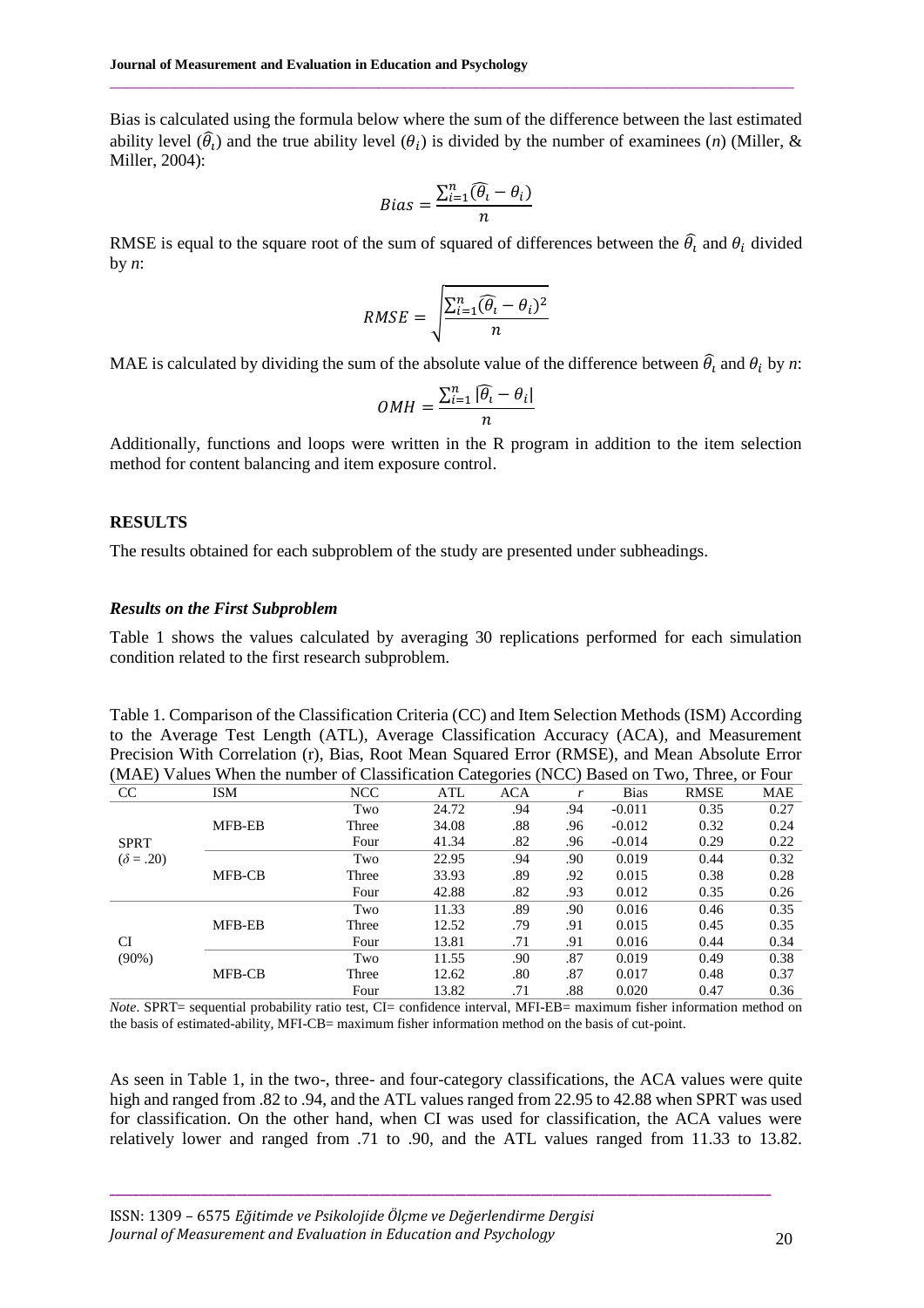Bias is calculated using the formula below where the sum of the difference between the last estimated ability level ($\widehat{\theta_i}$) and the true ability level ($\theta_i$) is divided by the number of examinees ($n$) (Miller, & Miller, 2004):

$$Bias = \frac{\sum_{i=1}^{n}(\widehat{\theta_i} - \theta_i)}{n}$$

RMSE is equal to the square root of the sum of squared of differences between the $\widehat{\theta_i}$ and $\theta_i$ divided by $n$:

$$RMSE = \sqrt{\frac{\sum_{i=1}^{n}(\widehat{\theta_i} - \theta_i)^2}{n}}$$

MAE is calculated by dividing the sum of the absolute value of the difference between $\widehat{\theta_i}$ and $\theta_i$ by $n$:

$$OMH = \frac{\sum_{i=1}^{n}|\widehat{\theta_i} - \theta_i|}{n}$$

Additionally, functions and loops were written in the R program in addition to the item selection method for content balancing and item exposure control.

## RESULTS

The results obtained for each subproblem of the study are presented under subheadings.

### *Results on the First Subproblem*

Table 1 shows the values calculated by averaging 30 replications performed for each simulation condition related to the first research subproblem.

Table 1. Comparison of the Classification Criteria (CC) and Item Selection Methods (ISM) According to the Average Test Length (ATL), Average Classification Accuracy (ACA), and Measurement Precision With Correlation (r), Bias, Root Mean Squared Error (RMSE), and Mean Absolute Error (MAE) Values When the number of Classification Categories (NCC) Based on Two, Three, or Four

| CC | ISM | NCC | ATL | ACA | *r* | Bias | RMSE | MAE |
|---|---|---|---|---|---|---|---|---|
| SPRT ($\delta$ = .20) | MFB-EB | Two | 24.72 | .94 | .94 | -0.011 | 0.35 | 0.27 |
| | | Three | 34.08 | .88 | .96 | -0.012 | 0.32 | 0.24 |
| | | Four | 41.34 | .82 | .96 | -0.014 | 0.29 | 0.22 |
| | MFB-CB | Two | 22.95 | .94 | .90 | 0.019 | 0.44 | 0.32 |
| | | Three | 33.93 | .89 | .92 | 0.015 | 0.38 | 0.28 |
| | | Four | 42.88 | .82 | .93 | 0.012 | 0.35 | 0.26 |
| CI (90%) | MFB-EB | Two | 11.33 | .89 | .90 | 0.016 | 0.46 | 0.35 |
| | | Three | 12.52 | .79 | .91 | 0.015 | 0.45 | 0.35 |
| | | Four | 13.81 | .71 | .91 | 0.016 | 0.44 | 0.34 |
| | MFB-CB | Two | 11.55 | .90 | .87 | 0.019 | 0.49 | 0.38 |
| | | Three | 12.62 | .80 | .87 | 0.017 | 0.48 | 0.37 |
| | | Four | 13.82 | .71 | .88 | 0.020 | 0.47 | 0.36 |

*Note*. SPRT= sequential probability ratio test, CI= confidence interval, MFI-EB= maximum fisher information method on the basis of estimated-ability, MFI-CB= maximum fisher information method on the basis of cut-point.

As seen in Table 1, in the two-, three- and four-category classifications, the ACA values were quite high and ranged from .82 to .94, and the ATL values ranged from 22.95 to 42.88 when SPRT was used for classification. On the other hand, when CI was used for classification, the ACA values were relatively lower and ranged from .71 to .90, and the ATL values ranged from 11.33 to 13.82.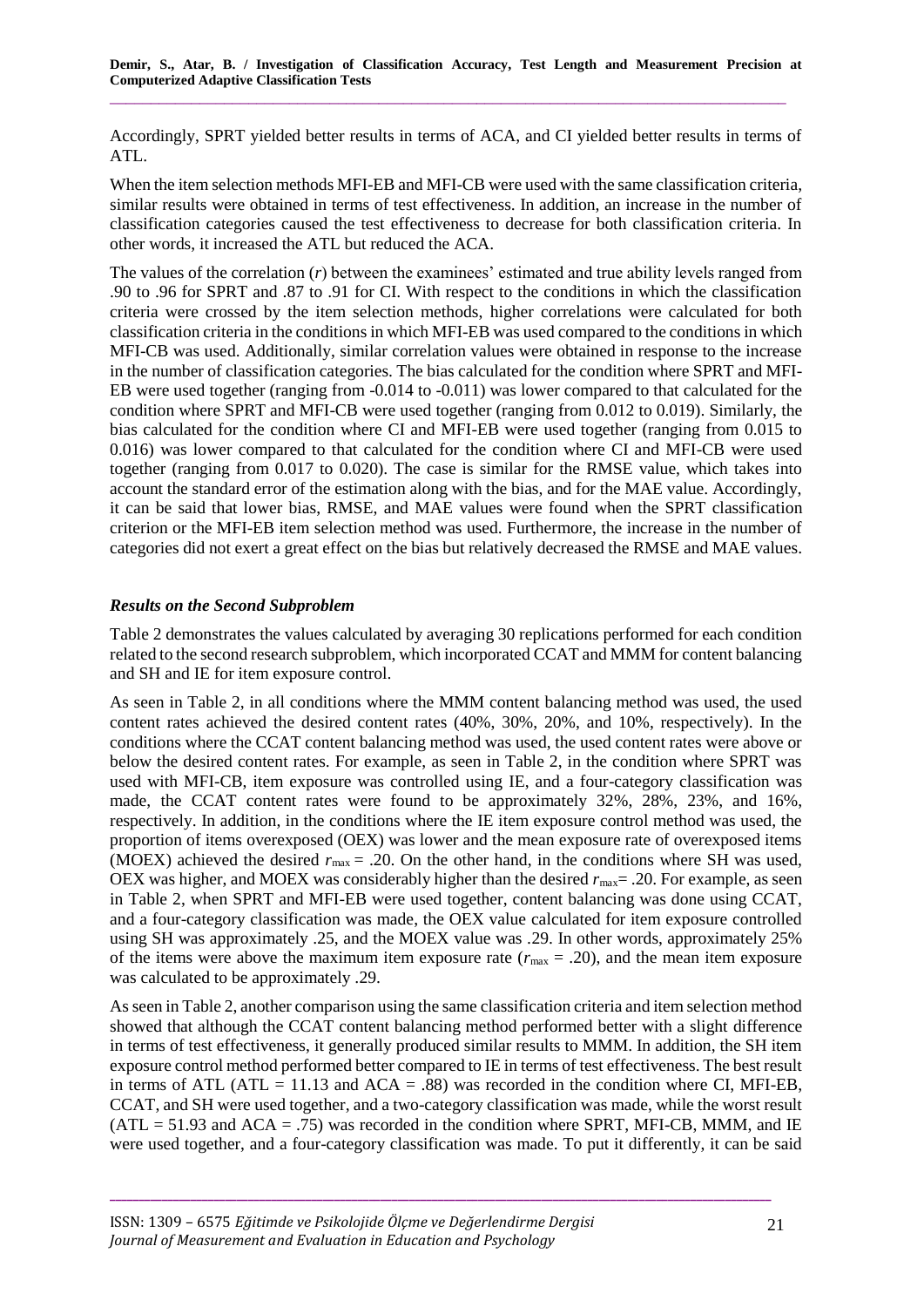Accordingly, SPRT yielded better results in terms of ACA, and CI yielded better results in terms of ATL.

When the item selection methods MFI-EB and MFI-CB were used with the same classification criteria, similar results were obtained in terms of test effectiveness. In addition, an increase in the number of classification categories caused the test effectiveness to decrease for both classification criteria. In other words, it increased the ATL but reduced the ACA.

The values of the correlation (*r*) between the examinees' estimated and true ability levels ranged from .90 to .96 for SPRT and .87 to .91 for CI. With respect to the conditions in which the classification criteria were crossed by the item selection methods, higher correlations were calculated for both classification criteria in the conditions in which MFI-EB was used compared to the conditions in which MFI-CB was used. Additionally, similar correlation values were obtained in response to the increase in the number of classification categories. The bias calculated for the condition where SPRT and MFI-EB were used together (ranging from -0.014 to -0.011) was lower compared to that calculated for the condition where SPRT and MFI-CB were used together (ranging from 0.012 to 0.019). Similarly, the bias calculated for the condition where CI and MFI-EB were used together (ranging from 0.015 to 0.016) was lower compared to that calculated for the condition where CI and MFI-CB were used together (ranging from 0.017 to 0.020). The case is similar for the RMSE value, which takes into account the standard error of the estimation along with the bias, and for the MAE value. Accordingly, it can be said that lower bias, RMSE, and MAE values were found when the SPRT classification criterion or the MFI-EB item selection method was used. Furthermore, the increase in the number of categories did not exert a great effect on the bias but relatively decreased the RMSE and MAE values.

### *Results on the Second Subproblem*

Table 2 demonstrates the values calculated by averaging 30 replications performed for each condition related to the second research subproblem, which incorporated CCAT and MMM for content balancing and SH and IE for item exposure control.

As seen in Table 2, in all conditions where the MMM content balancing method was used, the used content rates achieved the desired content rates (40%, 30%, 20%, and 10%, respectively). In the conditions where the CCAT content balancing method was used, the used content rates were above or below the desired content rates. For example, as seen in Table 2, in the condition where SPRT was used with MFI-CB, item exposure was controlled using IE, and a four-category classification was made, the CCAT content rates were found to be approximately 32%, 28%, 23%, and 16%, respectively. In addition, in the conditions where the IE item exposure control method was used, the proportion of items overexposed (OEX) was lower and the mean exposure rate of overexposed items (MOEX) achieved the desired $r_{max}$ = .20. On the other hand, in the conditions where SH was used, OEX was higher, and MOEX was considerably higher than the desired $r_{max}$= .20. For example, as seen in Table 2, when SPRT and MFI-EB were used together, content balancing was done using CCAT, and a four-category classification was made, the OEX value calculated for item exposure controlled using SH was approximately .25, and the MOEX value was .29. In other words, approximately 25% of the items were above the maximum item exposure rate ($r_{max}$ = .20), and the mean item exposure was calculated to be approximately .29.

As seen in Table 2, another comparison using the same classification criteria and item selection method showed that although the CCAT content balancing method performed better with a slight difference in terms of test effectiveness, it generally produced similar results to MMM. In addition, the SH item exposure control method performed better compared to IE in terms of test effectiveness. The best result in terms of ATL (ATL = 11.13 and ACA = .88) was recorded in the condition where CI, MFI-EB, CCAT, and SH were used together, and a two-category classification was made, while the worst result (ATL = 51.93 and ACA = .75) was recorded in the condition where SPRT, MFI-CB, MMM, and IE were used together, and a four-category classification was made. To put it differently, it can be said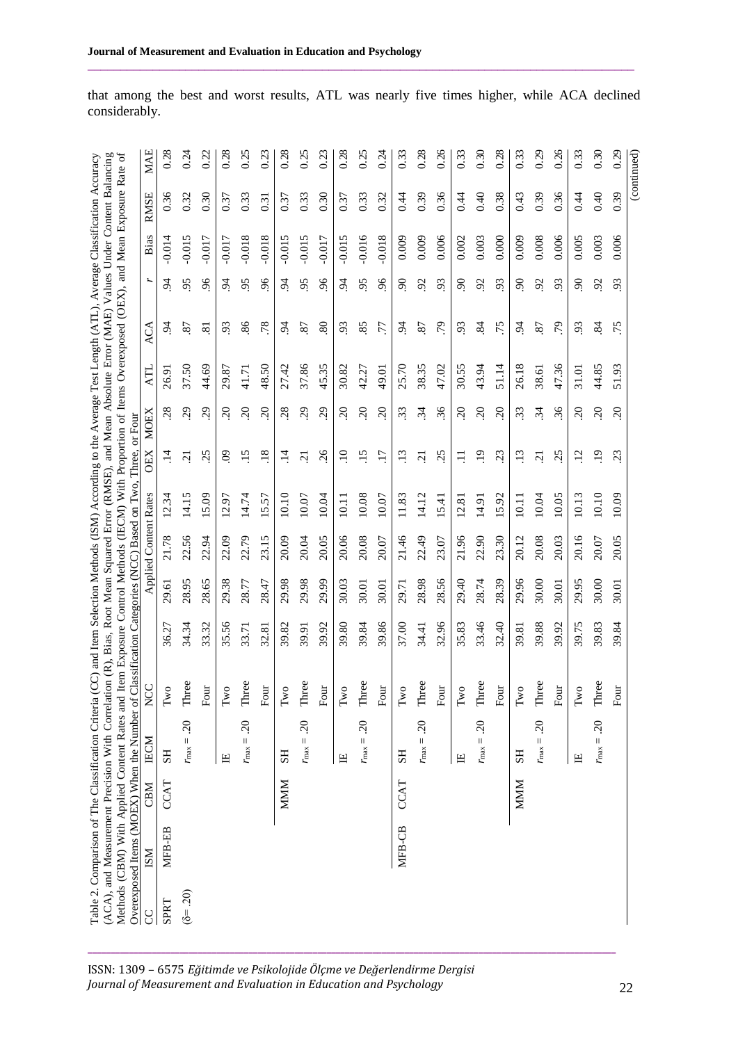that among the best and worst results, ATL was nearly five times higher, while ACA declined considerably.

Table 2. Comparison of The Classification Criteria (CC) and Item Selection Methods (ISM) According to the Average Test Length (ATL), Average Classification Accuracy (ACA), and Measurement Precision With Correlation (R), Bias, Root Mean Squared Error (RMSE), and Mean Absolute Error (MAE) Values Under Content Balancing Methods (CBM) With Applied Content Rates and Item Exposure Control Methods (IECM) With Proportion of Items Overexposed (OEX), and Mean Exposure Rate of Overexposed Items (MOEX) When the Number of Classification Categories (NCC) Based on Two, Three, or Four

| CC | ISM | CBM | IECM | NCC | Applied Content Rates | | | | OEX | MOEX | ATL | ACA | *r* | Bias | RMSE | MAE |
|---|---|---|---|---|---|---|---|---|---|---|---|---|---|---|---|---|
| SPRT | MFB-EB | CCAT | SH | Two | 36.27 | 29.61 | 21.78 | 12.34 | .14 | .28 | 26.91 | .94 | .94 | -0.014 | 0.36 | 0.28 |
| ($\delta$= .20) | | | $r_{\max}$ = .20 | Three | 34.34 | 28.95 | 22.56 | 14.15 | .21 | .29 | 37.50 | .87 | .95 | -0.015 | 0.32 | 0.24 |
| | | | | Four | 33.32 | 28.65 | 22.94 | 15.09 | .25 | .29 | 44.69 | .81 | .96 | -0.017 | 0.30 | 0.22 |
| | | | IE | Two | 35.56 | 29.38 | 22.09 | 12.97 | .09 | .20 | 29.87 | .93 | .94 | -0.017 | 0.37 | 0.28 |
| | | | $r_{\max}$ = .20 | Three | 33.71 | 28.77 | 22.79 | 14.74 | .15 | .20 | 41.71 | .86 | .95 | -0.018 | 0.33 | 0.25 |
| | | | | Four | 32.81 | 28.47 | 23.15 | 15.57 | .18 | .20 | 48.50 | .78 | .96 | -0.018 | 0.31 | 0.23 |
| | | MMM | SH | Two | 39.82 | 29.98 | 20.09 | 10.10 | .14 | .28 | 27.42 | .94 | .94 | -0.015 | 0.37 | 0.28 |
| | | | $r_{\max}$ = .20 | Three | 39.91 | 29.98 | 20.04 | 10.07 | .21 | .29 | 37.86 | .87 | .95 | -0.015 | 0.33 | 0.25 |
| | | | | Four | 39.92 | 29.99 | 20.05 | 10.04 | .26 | .29 | 45.35 | .80 | .96 | -0.017 | 0.30 | 0.23 |
| | | | IE | Two | 39.80 | 30.03 | 20.06 | 10.11 | .10 | .20 | 30.82 | .93 | .94 | -0.015 | 0.37 | 0.28 |
| | | | $r_{\max}$ = .20 | Three | 39.84 | 30.01 | 20.08 | 10.08 | .15 | .20 | 42.27 | .85 | .95 | -0.016 | 0.33 | 0.25 |
| | | | | Four | 39.86 | 30.01 | 20.07 | 10.07 | .17 | .20 | 49.01 | .77 | .96 | -0.018 | 0.32 | 0.24 |
| | MFB-CB | CCAT | SH | Two | 37.00 | 29.71 | 21.46 | 11.83 | .13 | .33 | 25.70 | .94 | .90 | 0.009 | 0.44 | 0.33 |
| | | | $r_{\max}$ = .20 | Three | 34.41 | 28.98 | 22.49 | 14.12 | .21 | .34 | 38.35 | .87 | .92 | 0.009 | 0.39 | 0.28 |
| | | | | Four | 32.96 | 28.56 | 23.07 | 15.41 | .25 | .36 | 47.02 | .79 | .93 | 0.006 | 0.36 | 0.26 |
| | | | IE | Two | 35.83 | 29.40 | 21.96 | 12.81 | .11 | .20 | 30.55 | .93 | .90 | 0.002 | 0.44 | 0.33 |
| | | | $r_{\max}$ = .20 | Three | 33.46 | 28.74 | 22.90 | 14.91 | .19 | .20 | 43.94 | .84 | .92 | 0.003 | 0.40 | 0.30 |
| | | | | Four | 32.40 | 28.39 | 23.30 | 15.92 | .23 | .20 | 51.14 | .75 | .93 | 0.000 | 0.38 | 0.28 |
| | | MMM | SH | Two | 39.81 | 29.96 | 20.12 | 10.11 | .13 | .33 | 26.18 | .94 | .90 | 0.009 | 0.43 | 0.33 |
| | | | $r_{\max}$ = .20 | Three | 39.88 | 30.00 | 20.08 | 10.04 | .21 | .34 | 38.61 | .87 | .92 | 0.008 | 0.39 | 0.29 |
| | | | | Four | 39.92 | 30.01 | 20.03 | 10.05 | .25 | .36 | 47.36 | .79 | .93 | 0.006 | 0.36 | 0.26 |
| | | | IE | Two | 39.75 | 29.95 | 20.16 | 10.13 | .12 | .20 | 31.01 | .93 | .90 | 0.005 | 0.44 | 0.33 |
| | | | $r_{\max}$ = .20 | Three | 39.83 | 30.00 | 20.07 | 10.10 | .19 | .20 | 44.85 | .84 | .92 | 0.003 | 0.40 | 0.30 |
| | | | | Four | 39.84 | 30.01 | 20.05 | 10.09 | .23 | .20 | 51.93 | .75 | .93 | 0.006 | 0.39 | 0.29 |

(continued)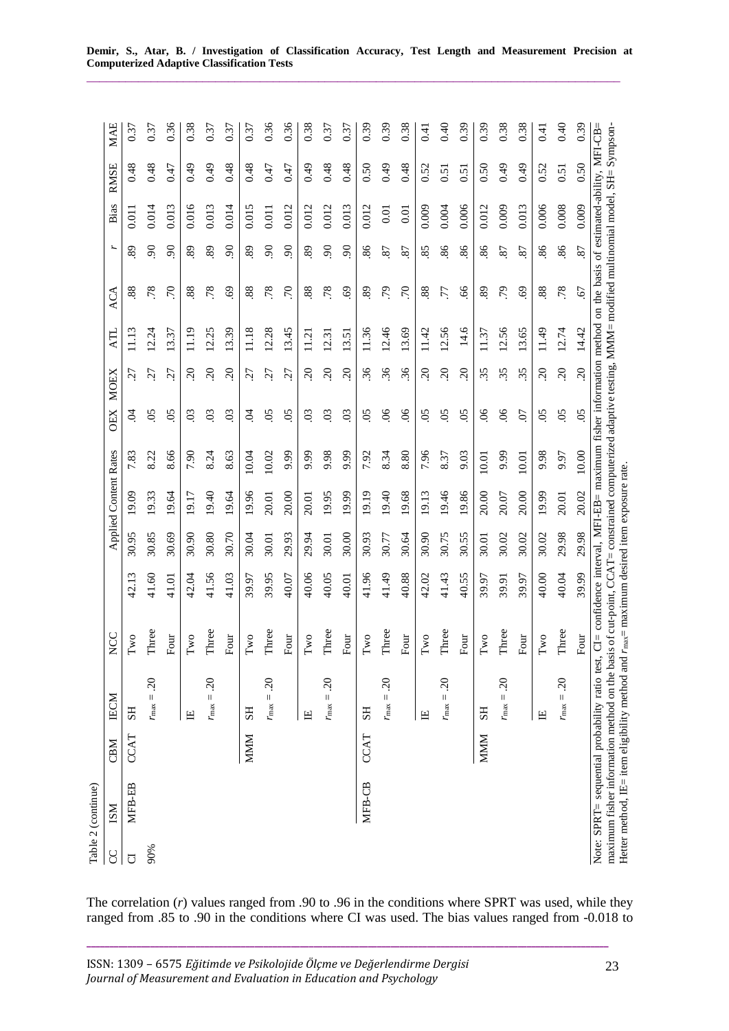Table 2 (continue)

| CC | ISM | CBM | IECM | NCC | Applied Content Rates | | | | OEX | MOEX | ATL | ACA | *r* | Bias | RMSE | MAE |
|---|---|---|---|---|---|---|---|---|---|---|---|---|---|---|---|---|
| CI | MFB-EB | CCAT | SH | Two | 42.13 | 30.95 | 19.09 | 7.83 | .04 | .27 | 11.13 | .88 | .89 | 0.011 | 0.48 | 0.37 |
| 90% | | | $r_{max}$ = .20 | Three | 41.60 | 30.85 | 19.33 | 8.22 | .05 | .27 | 12.24 | .78 | .90 | 0.014 | 0.48 | 0.37 |
| | | | | Four | 41.01 | 30.69 | 19.64 | 8.66 | .05 | .27 | 13.37 | .70 | .90 | 0.013 | 0.47 | 0.36 |
| | | | IE | Two | 42.04 | 30.90 | 19.17 | 7.90 | .03 | .20 | 11.19 | .88 | .89 | 0.016 | 0.49 | 0.38 |
| | | | $r_{max}$ = .20 | Three | 41.56 | 30.80 | 19.40 | 8.24 | .03 | .20 | 12.25 | .78 | .89 | 0.013 | 0.49 | 0.37 |
| | | | | Four | 41.03 | 30.70 | 19.64 | 8.63 | .03 | .20 | 13.39 | .69 | .90 | 0.014 | 0.48 | 0.37 |
| | | MMM | SH | Two | 39.97 | 30.04 | 19.96 | 10.04 | .04 | .27 | 11.18 | .88 | .89 | 0.015 | 0.48 | 0.37 |
| | | | $r_{max}$ = .20 | Three | 39.95 | 30.01 | 20.01 | 10.02 | .05 | .27 | 12.28 | .78 | .90 | 0.011 | 0.47 | 0.36 |
| | | | | Four | 40.07 | 29.93 | 20.00 | 9.99 | .05 | .27 | 13.45 | .70 | .90 | 0.012 | 0.47 | 0.36 |
| | | | IE | Two | 40.06 | 29.94 | 20.01 | 9.99 | .03 | .20 | 11.21 | .88 | .89 | 0.012 | 0.49 | 0.38 |
| | | | $r_{max}$ = .20 | Three | 40.05 | 30.01 | 19.95 | 9.98 | .03 | .20 | 12.31 | .78 | .90 | 0.012 | 0.48 | 0.37 |
| | | | | Four | 40.01 | 30.00 | 19.99 | 9.99 | .03 | .20 | 13.51 | .69 | .90 | 0.013 | 0.48 | 0.37 |
| | MFB-CB | CCAT | SH | Two | 41.96 | 30.93 | 19.19 | 7.92 | .05 | .36 | 11.36 | .89 | .86 | 0.012 | 0.50 | 0.39 |
| | | | $r_{max}$ = .20 | Three | 41.49 | 30.77 | 19.40 | 8.34 | .06 | .36 | 12.46 | .79 | .87 | 0.01 | 0.49 | 0.39 |
| | | | | Four | 40.88 | 30.64 | 19.68 | 8.80 | .06 | .36 | 13.69 | .70 | .87 | 0.01 | 0.48 | 0.38 |
| | | | IE | Two | 42.02 | 30.90 | 19.13 | 7.96 | .05 | .20 | 11.42 | .88 | .85 | 0.009 | 0.52 | 0.41 |
| | | | $r_{max}$ = .20 | Three | 41.43 | 30.75 | 19.46 | 8.37 | .05 | .20 | 12.56 | .77 | .86 | 0.004 | 0.51 | 0.40 |
| | | | | Four | 40.55 | 30.55 | 19.86 | 9.03 | .05 | .20 | 14.6 | .66 | .86 | 0.006 | 0.51 | 0.39 |
| | | MMM | SH | Two | 39.97 | 30.01 | 20.00 | 10.01 | .06 | .35 | 11.37 | .89 | .86 | 0.012 | 0.50 | 0.39 |
| | | | $r_{max}$ = .20 | Three | 39.91 | 30.02 | 20.07 | 9.99 | .06 | .35 | 12.56 | .79 | .87 | 0.009 | 0.49 | 0.38 |
| | | | | Four | 39.97 | 30.02 | 20.00 | 10.01 | .07 | .35 | 13.65 | .69 | .87 | 0.013 | 0.49 | 0.38 |
| | | | IE | Two | 40.00 | 30.02 | 19.99 | 9.98 | .05 | .20 | 11.49 | .88 | .86 | 0.006 | 0.52 | 0.41 |
| | | | $r_{max}$ = .20 | Three | 40.04 | 29.98 | 20.01 | 9.97 | .05 | .20 | 12.74 | .78 | .86 | 0.008 | 0.51 | 0.40 |
| | | | | Four | 39.99 | 29.98 | 20.02 | 10.00 | .05 | .20 | 14.42 | .67 | .87 | 0.009 | 0.50 | 0.39 |

Note: SPRT= sequential probability ratio test, CI= confidence interval, MFI-EB= maximum fisher information method on the basis of estimated-ability, MFI-CB= maximum fisher information method on the basis of cut-point, CCAT= constrained computerized adaptive testing, MMM= modified multinomial model, SH= Sympson-Hetter method, IE= item eligibility method and $r_{max}$= maximum desired item exposure rate.

The correlation (*r*) values ranged from .90 to .96 in the conditions where SPRT was used, while they ranged from .85 to .90 in the conditions where CI was used. The bias values ranged from -0.018 to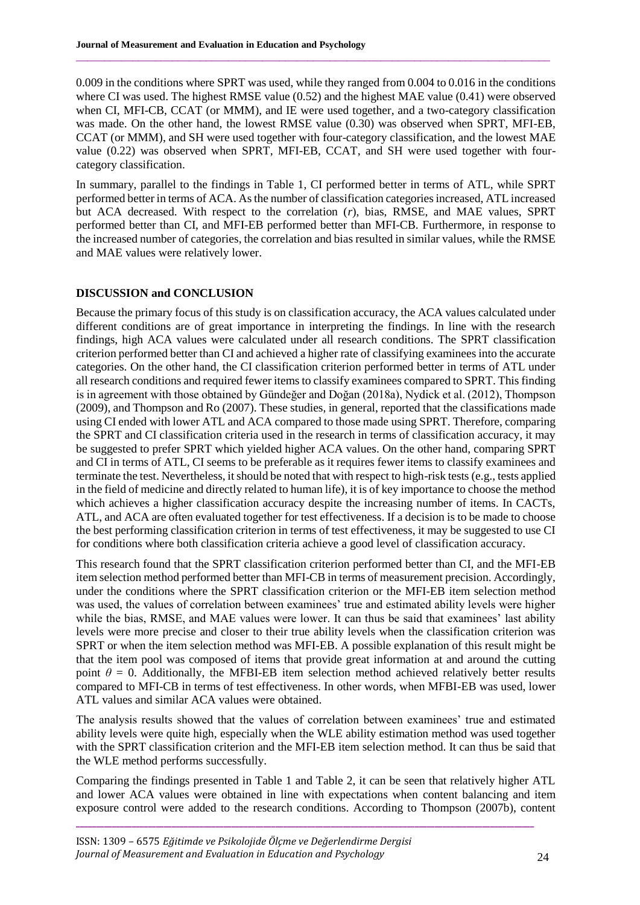0.009 in the conditions where SPRT was used, while they ranged from 0.004 to 0.016 in the conditions where CI was used. The highest RMSE value (0.52) and the highest MAE value (0.41) were observed when CI, MFI-CB, CCAT (or MMM), and IE were used together, and a two-category classification was made. On the other hand, the lowest RMSE value (0.30) was observed when SPRT, MFI-EB, CCAT (or MMM), and SH were used together with four-category classification, and the lowest MAE value (0.22) was observed when SPRT, MFI-EB, CCAT, and SH were used together with four-category classification.

In summary, parallel to the findings in Table 1, CI performed better in terms of ATL, while SPRT performed better in terms of ACA. As the number of classification categories increased, ATL increased but ACA decreased. With respect to the correlation ($r$), bias, RMSE, and MAE values, SPRT performed better than CI, and MFI-EB performed better than MFI-CB. Furthermore, in response to the increased number of categories, the correlation and bias resulted in similar values, while the RMSE and MAE values were relatively lower.

## DISCUSSION and CONCLUSION

Because the primary focus of this study is on classification accuracy, the ACA values calculated under different conditions are of great importance in interpreting the findings. In line with the research findings, high ACA values were calculated under all research conditions. The SPRT classification criterion performed better than CI and achieved a higher rate of classifying examinees into the accurate categories. On the other hand, the CI classification criterion performed better in terms of ATL under all research conditions and required fewer items to classify examinees compared to SPRT. This finding is in agreement with those obtained by Gündeğer and Doğan (2018a), Nydick et al. (2012), Thompson (2009), and Thompson and Ro (2007). These studies, in general, reported that the classifications made using CI ended with lower ATL and ACA compared to those made using SPRT. Therefore, comparing the SPRT and CI classification criteria used in the research in terms of classification accuracy, it may be suggested to prefer SPRT which yielded higher ACA values. On the other hand, comparing SPRT and CI in terms of ATL, CI seems to be preferable as it requires fewer items to classify examinees and terminate the test. Nevertheless, it should be noted that with respect to high-risk tests (e.g., tests applied in the field of medicine and directly related to human life), it is of key importance to choose the method which achieves a higher classification accuracy despite the increasing number of items. In CACTs, ATL, and ACA are often evaluated together for test effectiveness. If a decision is to be made to choose the best performing classification criterion in terms of test effectiveness, it may be suggested to use CI for conditions where both classification criteria achieve a good level of classification accuracy.

This research found that the SPRT classification criterion performed better than CI, and the MFI-EB item selection method performed better than MFI-CB in terms of measurement precision. Accordingly, under the conditions where the SPRT classification criterion or the MFI-EB item selection method was used, the values of correlation between examinees' true and estimated ability levels were higher while the bias, RMSE, and MAE values were lower. It can thus be said that examinees' last ability levels were more precise and closer to their true ability levels when the classification criterion was SPRT or when the item selection method was MFI-EB. A possible explanation of this result might be that the item pool was composed of items that provide great information at and around the cutting point $\theta = 0$. Additionally, the MFBI-EB item selection method achieved relatively better results compared to MFI-CB in terms of test effectiveness. In other words, when MFBI-EB was used, lower ATL values and similar ACA values were obtained.

The analysis results showed that the values of correlation between examinees' true and estimated ability levels were quite high, especially when the WLE ability estimation method was used together with the SPRT classification criterion and the MFI-EB item selection method. It can thus be said that the WLE method performs successfully.

Comparing the findings presented in Table 1 and Table 2, it can be seen that relatively higher ATL and lower ACA values were obtained in line with expectations when content balancing and item exposure control were added to the research conditions. According to Thompson (2007b), content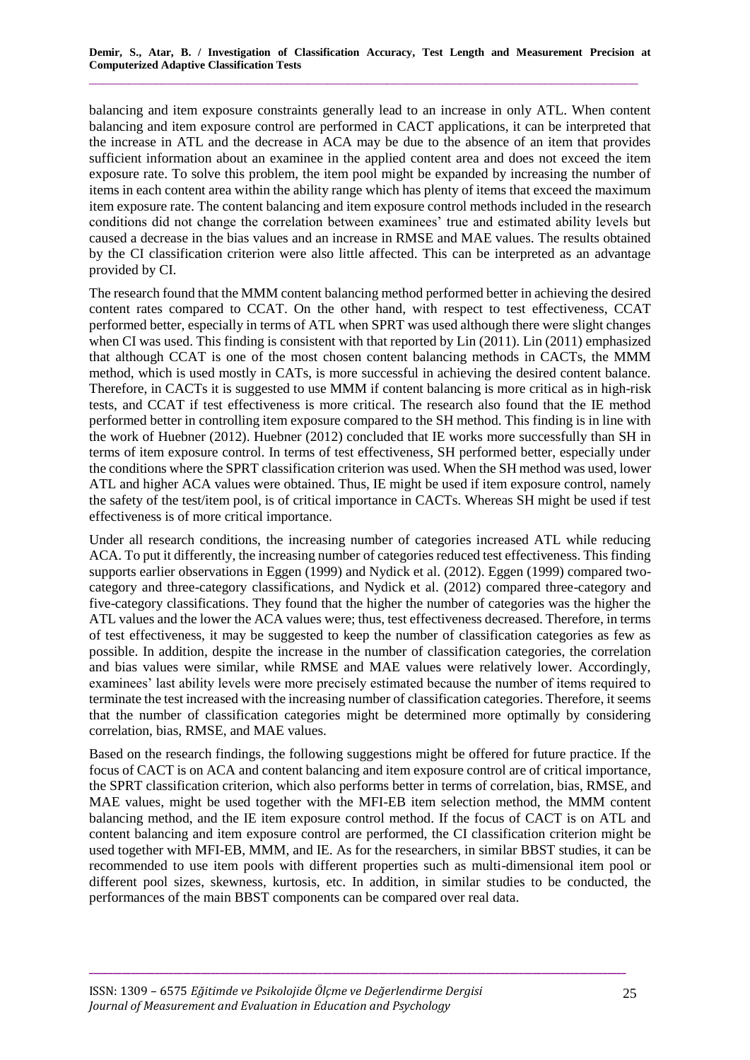balancing and item exposure constraints generally lead to an increase in only ATL. When content balancing and item exposure control are performed in CACT applications, it can be interpreted that the increase in ATL and the decrease in ACA may be due to the absence of an item that provides sufficient information about an examinee in the applied content area and does not exceed the item exposure rate. To solve this problem, the item pool might be expanded by increasing the number of items in each content area within the ability range which has plenty of items that exceed the maximum item exposure rate. The content balancing and item exposure control methods included in the research conditions did not change the correlation between examinees' true and estimated ability levels but caused a decrease in the bias values and an increase in RMSE and MAE values. The results obtained by the CI classification criterion were also little affected. This can be interpreted as an advantage provided by CI.

The research found that the MMM content balancing method performed better in achieving the desired content rates compared to CCAT. On the other hand, with respect to test effectiveness, CCAT performed better, especially in terms of ATL when SPRT was used although there were slight changes when CI was used. This finding is consistent with that reported by Lin (2011). Lin (2011) emphasized that although CCAT is one of the most chosen content balancing methods in CACTs, the MMM method, which is used mostly in CATs, is more successful in achieving the desired content balance. Therefore, in CACTs it is suggested to use MMM if content balancing is more critical as in high-risk tests, and CCAT if test effectiveness is more critical. The research also found that the IE method performed better in controlling item exposure compared to the SH method. This finding is in line with the work of Huebner (2012). Huebner (2012) concluded that IE works more successfully than SH in terms of item exposure control. In terms of test effectiveness, SH performed better, especially under the conditions where the SPRT classification criterion was used. When the SH method was used, lower ATL and higher ACA values were obtained. Thus, IE might be used if item exposure control, namely the safety of the test/item pool, is of critical importance in CACTs. Whereas SH might be used if test effectiveness is of more critical importance.

Under all research conditions, the increasing number of categories increased ATL while reducing ACA. To put it differently, the increasing number of categories reduced test effectiveness. This finding supports earlier observations in Eggen (1999) and Nydick et al. (2012). Eggen (1999) compared two-category and three-category classifications, and Nydick et al. (2012) compared three-category and five-category classifications. They found that the higher the number of categories was the higher the ATL values and the lower the ACA values were; thus, test effectiveness decreased. Therefore, in terms of test effectiveness, it may be suggested to keep the number of classification categories as few as possible. In addition, despite the increase in the number of classification categories, the correlation and bias values were similar, while RMSE and MAE values were relatively lower. Accordingly, examinees' last ability levels were more precisely estimated because the number of items required to terminate the test increased with the increasing number of classification categories. Therefore, it seems that the number of classification categories might be determined more optimally by considering correlation, bias, RMSE, and MAE values.

Based on the research findings, the following suggestions might be offered for future practice. If the focus of CACT is on ACA and content balancing and item exposure control are of critical importance, the SPRT classification criterion, which also performs better in terms of correlation, bias, RMSE, and MAE values, might be used together with the MFI-EB item selection method, the MMM content balancing method, and the IE item exposure control method. If the focus of CACT is on ATL and content balancing and item exposure control are performed, the CI classification criterion might be used together with MFI-EB, MMM, and IE. As for the researchers, in similar BBST studies, it can be recommended to use item pools with different properties such as multi-dimensional item pool or different pool sizes, skewness, kurtosis, etc. In addition, in similar studies to be conducted, the performances of the main BBST components can be compared over real data.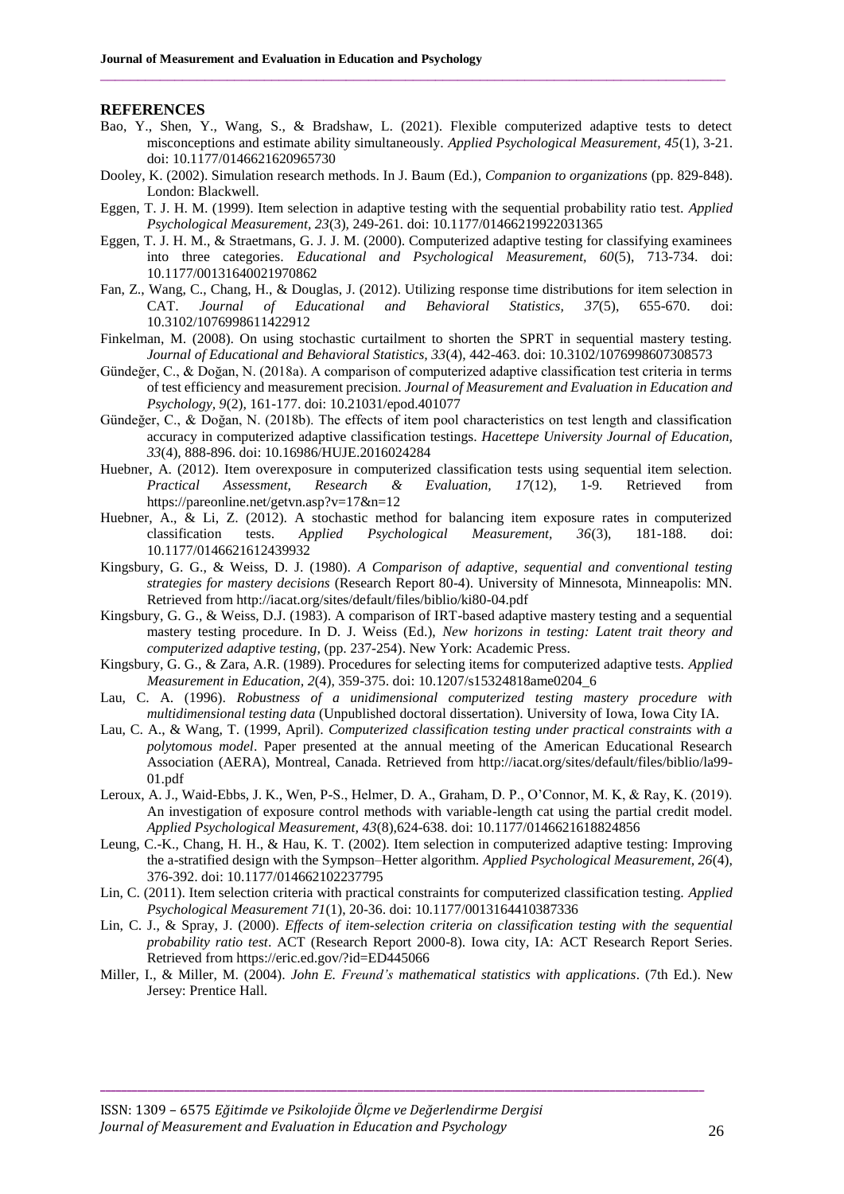## REFERENCES

Bao, Y., Shen, Y., Wang, S., & Bradshaw, L. (2021). Flexible computerized adaptive tests to detect misconceptions and estimate ability simultaneously. *Applied Psychological Measurement, 45*(1), 3-21. doi: 10.1177/0146621620965730

Dooley, K. (2002). Simulation research methods. In J. Baum (Ed.), *Companion to organizations* (pp. 829-848). London: Blackwell.

Eggen, T. J. H. M. (1999). Item selection in adaptive testing with the sequential probability ratio test. *Applied Psychological Measurement, 23*(3), 249-261. doi: 10.1177/01466219922031365

Eggen, T. J. H. M., & Straetmans, G. J. J. M. (2000). Computerized adaptive testing for classifying examinees into three categories. *Educational and Psychological Measurement, 60*(5), 713-734. doi: 10.1177/00131640021970862

Fan, Z., Wang, C., Chang, H., & Douglas, J. (2012). Utilizing response time distributions for item selection in CAT. *Journal of Educational and Behavioral Statistics, 37*(5), 655-670. doi: 10.3102/1076998611422912

Finkelman, M. (2008). On using stochastic curtailment to shorten the SPRT in sequential mastery testing. *Journal of Educational and Behavioral Statistics, 33*(4), 442-463. doi: 10.3102/1076998607308573

Gündeğer, C., & Doğan, N. (2018a). A comparison of computerized adaptive classification test criteria in terms of test efficiency and measurement precision. *Journal of Measurement and Evaluation in Education and Psychology, 9*(2), 161-177. doi: 10.21031/epod.401077

Gündeğer, C., & Doğan, N. (2018b). The effects of item pool characteristics on test length and classification accuracy in computerized adaptive classification testings. *Hacettepe University Journal of Education, 33*(4), 888-896. doi: 10.16986/HUJE.2016024284

Huebner, A. (2012). Item overexposure in computerized classification tests using sequential item selection. *Practical Assessment, Research & Evaluation, 17*(12), 1-9. Retrieved from https://pareonline.net/getvn.asp?v=17&n=12

Huebner, A., & Li, Z. (2012). A stochastic method for balancing item exposure rates in computerized classification tests. *Applied Psychological Measurement, 36*(3), 181-188. doi: 10.1177/0146621612439932

Kingsbury, G. G., & Weiss, D. J. (1980). *A Comparison of adaptive, sequential and conventional testing strategies for mastery decisions* (Research Report 80-4). University of Minnesota, Minneapolis: MN. Retrieved from http://iacat.org/sites/default/files/biblio/ki80-04.pdf

Kingsbury, G. G., & Weiss, D.J. (1983). A comparison of IRT-based adaptive mastery testing and a sequential mastery testing procedure. In D. J. Weiss (Ed.), *New horizons in testing: Latent trait theory and computerized adaptive testing,* (pp. 237-254). New York: Academic Press.

Kingsbury, G. G., & Zara, A.R. (1989). Procedures for selecting items for computerized adaptive tests. *Applied Measurement in Education, 2*(4), 359-375. doi: 10.1207/s15324818ame0204_6

Lau, C. A. (1996). *Robustness of a unidimensional computerized testing mastery procedure with multidimensional testing data* (Unpublished doctoral dissertation). University of Iowa, Iowa City IA.

Lau, C. A., & Wang, T. (1999, April). *Computerized classification testing under practical constraints with a polytomous model*. Paper presented at the annual meeting of the American Educational Research Association (AERA), Montreal, Canada. Retrieved from http://iacat.org/sites/default/files/biblio/la99-01.pdf

Leroux, A. J., Waid-Ebbs, J. K., Wen, P-S., Helmer, D. A., Graham, D. P., O'Connor, M. K, & Ray, K. (2019). An investigation of exposure control methods with variable-length cat using the partial credit model. *Applied Psychological Measurement, 43*(8),624-638. doi: 10.1177/0146621618824856

Leung, C.-K., Chang, H. H., & Hau, K. T. (2002). Item selection in computerized adaptive testing: Improving the a-stratified design with the Sympson–Hetter algorithm. *Applied Psychological Measurement, 26*(4), 376-392. doi: 10.1177/014662102237795

Lin, C. (2011). Item selection criteria with practical constraints for computerized classification testing. *Applied Psychological Measurement 71*(1), 20-36. doi: 10.1177/0013164410387336

Lin, C. J., & Spray, J. (2000). *Effects of item-selection criteria on classification testing with the sequential probability ratio test*. ACT (Research Report 2000-8). Iowa city, IA: ACT Research Report Series. Retrieved from https://eric.ed.gov/?id=ED445066

Miller, I., & Miller, M. (2004). *John E. Freund's mathematical statistics with applications*. (7th Ed.). New Jersey: Prentice Hall.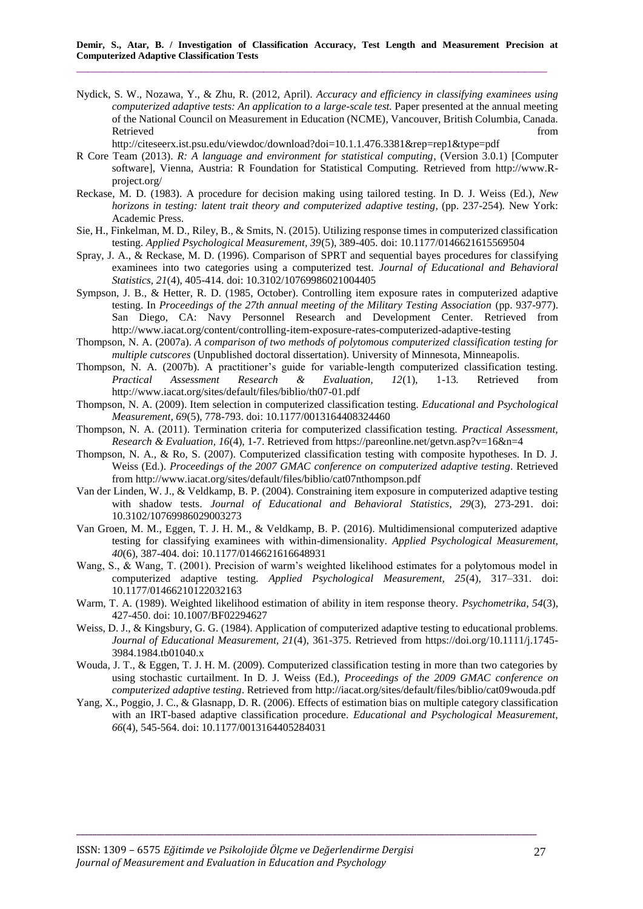Nydick, S. W., Nozawa, Y., & Zhu, R. (2012, April). *Accuracy and efficiency in classifying examinees using computerized adaptive tests: An application to a large-scale test.* Paper presented at the annual meeting of the National Council on Measurement in Education (NCME), Vancouver, British Columbia, Canada. Retrieved from http://citeseerx.ist.psu.edu/viewdoc/download?doi=10.1.1.476.3381&rep=rep1&type=pdf

R Core Team (2013). *R: A language and environment for statistical computing*, (Version 3.0.1) [Computer software], Vienna, Austria: R Foundation for Statistical Computing. Retrieved from http://www.R-project.org/

Reckase, M. D. (1983). A procedure for decision making using tailored testing. In D. J. Weiss (Ed.), *New horizons in testing: latent trait theory and computerized adaptive testing*, (pp. 237-254). New York: Academic Press.

Sie, H., Finkelman, M. D., Riley, B., & Smits, N. (2015). Utilizing response times in computerized classification testing. *Applied Psychological Measurement, 39*(5), 389-405. doi: 10.1177/0146621615569504

Spray, J. A., & Reckase, M. D. (1996). Comparison of SPRT and sequential bayes procedures for classifying examinees into two categories using a computerized test. *Journal of Educational and Behavioral Statistics, 21*(4), 405-414. doi: 10.3102/10769986021004405

Sympson, J. B., & Hetter, R. D. (1985, October). Controlling item exposure rates in computerized adaptive testing. In *Proceedings of the 27th annual meeting of the Military Testing Association* (pp. 937-977). San Diego, CA: Navy Personnel Research and Development Center. Retrieved from http://www.iacat.org/content/controlling-item-exposure-rates-computerized-adaptive-testing

Thompson, N. A. (2007a). *A comparison of two methods of polytomous computerized classification testing for multiple cutscores* (Unpublished doctoral dissertation). University of Minnesota, Minneapolis.

Thompson, N. A. (2007b). A practitioner's guide for variable-length computerized classification testing. *Practical Assessment Research & Evaluation, 12*(1), 1-13. Retrieved from http://www.iacat.org/sites/default/files/biblio/th07-01.pdf

Thompson, N. A. (2009). Item selection in computerized classification testing. *Educational and Psychological Measurement, 69*(5), 778-793. doi: 10.1177/0013164408324460

Thompson, N. A. (2011). Termination criteria for computerized classification testing. *Practical Assessment, Research & Evaluation, 16*(4), 1-7. Retrieved from https://pareonline.net/getvn.asp?v=16&n=4

Thompson, N. A., & Ro, S. (2007). Computerized classification testing with composite hypotheses. In D. J. Weiss (Ed.). *Proceedings of the 2007 GMAC conference on computerized adaptive testing*. Retrieved from http://www.iacat.org/sites/default/files/biblio/cat07nthompson.pdf

Van der Linden, W. J., & Veldkamp, B. P. (2004). Constraining item exposure in computerized adaptive testing with shadow tests. *Journal of Educational and Behavioral Statistics, 29*(3), 273-291. doi: 10.3102/10769986029003273

Van Groen, M. M., Eggen, T. J. H. M., & Veldkamp, B. P. (2016). Multidimensional computerized adaptive testing for classifying examinees with within-dimensionality. *Applied Psychological Measurement, 40*(6), 387-404. doi: 10.1177/0146621616648931

Wang, S., & Wang, T. (2001). Precision of warm's weighted likelihood estimates for a polytomous model in computerized adaptive testing. *Applied Psychological Measurement, 25*(4), 317–331. doi: 10.1177/01466210122032163

Warm, T. A. (1989). Weighted likelihood estimation of ability in item response theory. *Psychometrika, 54*(3), 427-450. doi: 10.1007/BF02294627

Weiss, D. J., & Kingsbury, G. G. (1984). Application of computerized adaptive testing to educational problems. *Journal of Educational Measurement, 21*(4), 361-375. Retrieved from https://doi.org/10.1111/j.1745-3984.1984.tb01040.x

Wouda, J. T., & Eggen, T. J. H. M. (2009). Computerized classification testing in more than two categories by using stochastic curtailment. In D. J. Weiss (Ed.), *Proceedings of the 2009 GMAC conference on computerized adaptive testing*. Retrieved from http://iacat.org/sites/default/files/biblio/cat09wouda.pdf

Yang, X., Poggio, J. C., & Glasnapp, D. R. (2006). Effects of estimation bias on multiple category classification with an IRT-based adaptive classification procedure. *Educational and Psychological Measurement, 66*(4), 545-564. doi: 10.1177/0013164405284031